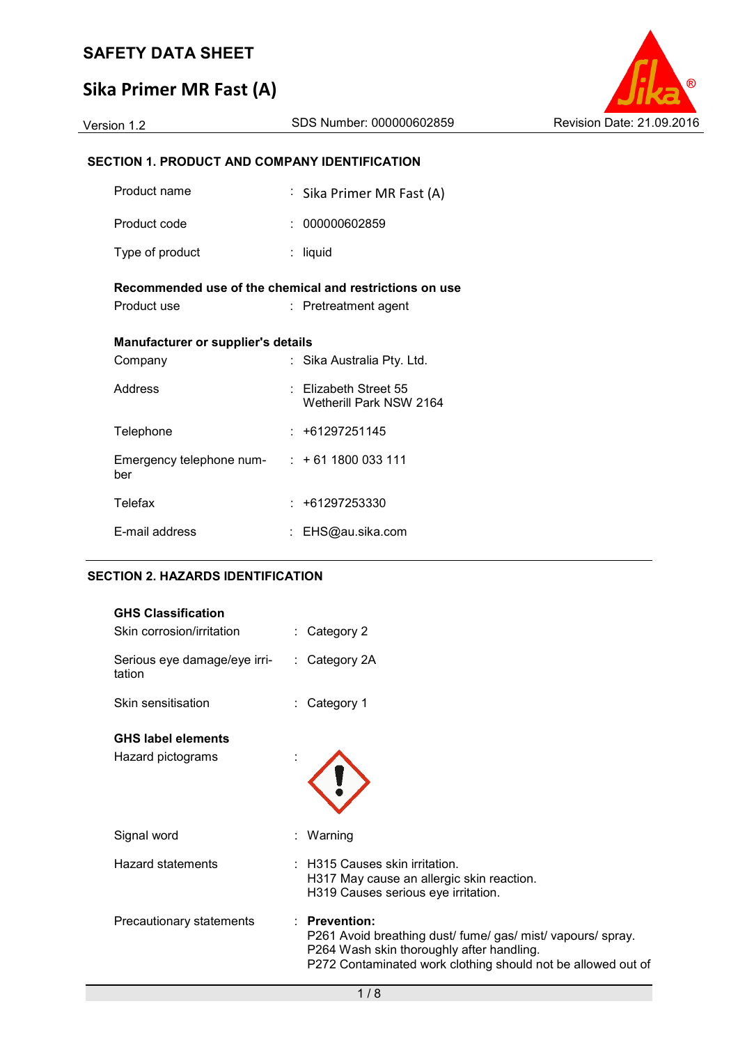# SAFETY DATA SHEET

# Sika Primer MR Fast (A)

Version 1.2 | SDS Number: 000000602859 | Revision Date: 21.09.2016

## SECTION 1. PRODUCT AND COMPANY IDENTIFICATION

| | | |
|---|---|---|
| Product name | : | Sika Primer MR Fast (A) |
| Product code | : | 000000602859 |
| Type of product | : | liquid |

**Recommended use of the chemical and restrictions on use**

| | | |
|---|---|---|
| Product use | : | Pretreatment agent |

**Manufacturer or supplier's details**

| | | |
|---|---|---|
| Company | : | Sika Australia Pty. Ltd. |
| Address | : | Elizabeth Street 55<br>Wetherill Park NSW 2164 |
| Telephone | : | +61297251145 |
| Emergency telephone number | : | + 61 1800 033 111 |
| Telefax | : | +61297253330 |
| E-mail address | : | EHS@au.sika.com |

## SECTION 2. HAZARDS IDENTIFICATION

**GHS Classification**

| | | |
|---|---|---|
| Skin corrosion/irritation | : | Category 2 |
| Serious eye damage/eye irritation | : | Category 2A |
| Skin sensitisation | : | Category 1 |

**GHS label elements**

| | | |
|---|---|---|
| Hazard pictograms | : | |
| Signal word | : | Warning |
| Hazard statements | : | H315 Causes skin irritation.<br>H317 May cause an allergic skin reaction.<br>H319 Causes serious eye irritation. |
| Precautionary statements | : | **Prevention:**<br>P261 Avoid breathing dust/ fume/ gas/ mist/ vapours/ spray.<br>P264 Wash skin thoroughly after handling.<br>P272 Contaminated work clothing should not be allowed out of |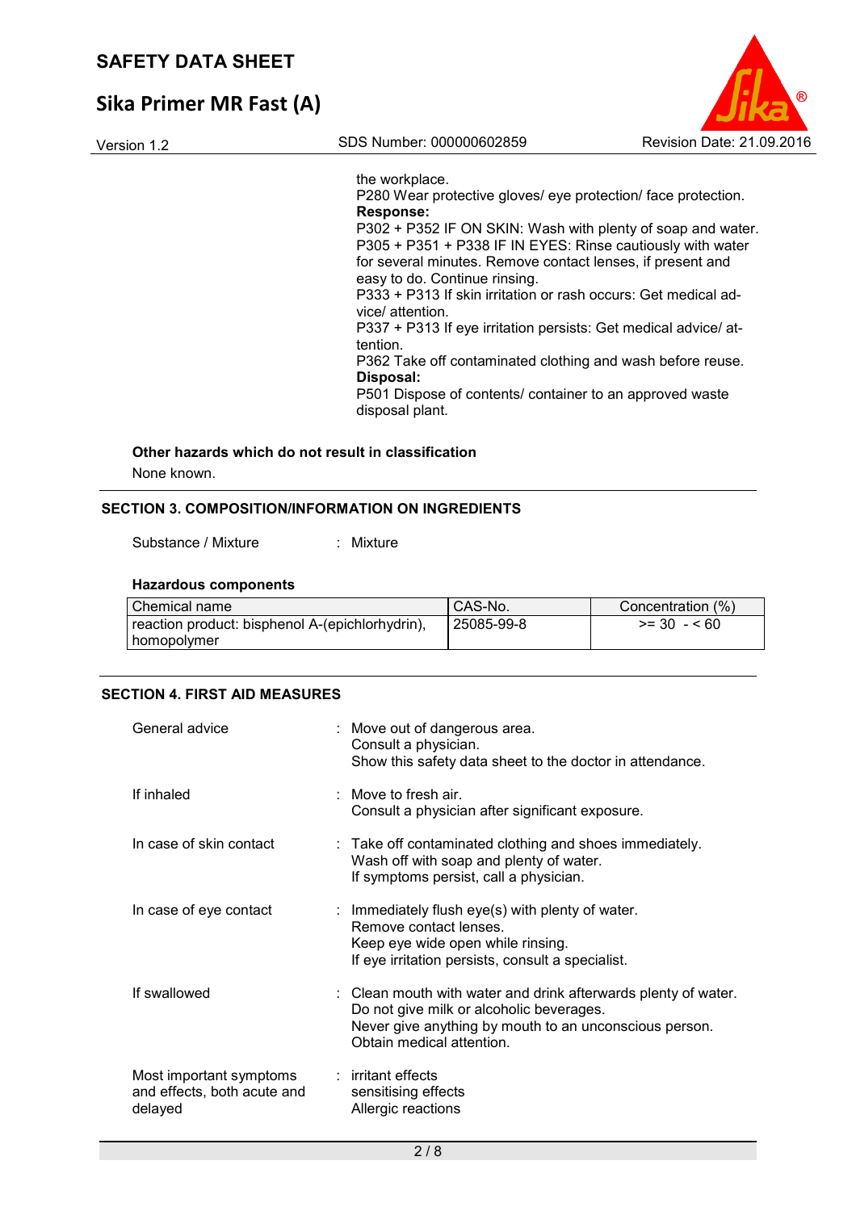the workplace.
P280 Wear protective gloves/ eye protection/ face protection.
**Response:**
P302 + P352 IF ON SKIN: Wash with plenty of soap and water.
P305 + P351 + P338 IF IN EYES: Rinse cautiously with water for several minutes. Remove contact lenses, if present and easy to do. Continue rinsing.
P333 + P313 If skin irritation or rash occurs: Get medical advice/ attention.
P337 + P313 If eye irritation persists: Get medical advice/ attention.
P362 Take off contaminated clothing and wash before reuse.
**Disposal:**
P501 Dispose of contents/ container to an approved waste disposal plant.

**Other hazards which do not result in classification**

None known.

## SECTION 3. COMPOSITION/INFORMATION ON INGREDIENTS

Substance / Mixture : Mixture

**Hazardous components**

| Chemical name | CAS-No. | Concentration (%) |
|---|---|---|
| reaction product: bisphenol A-(epichlorhydrin), homopolymer | 25085-99-8 | >= 30 - < 60 |

## SECTION 4. FIRST AID MEASURES

General advice : Move out of dangerous area.
Consult a physician.
Show this safety data sheet to the doctor in attendance.

If inhaled : Move to fresh air.
Consult a physician after significant exposure.

In case of skin contact : Take off contaminated clothing and shoes immediately.
Wash off with soap and plenty of water.
If symptoms persist, call a physician.

In case of eye contact : Immediately flush eye(s) with plenty of water.
Remove contact lenses.
Keep eye wide open while rinsing.
If eye irritation persists, consult a specialist.

If swallowed : Clean mouth with water and drink afterwards plenty of water.
Do not give milk or alcoholic beverages.
Never give anything by mouth to an unconscious person.
Obtain medical attention.

Most important symptoms and effects, both acute and delayed : irritant effects
sensitising effects
Allergic reactions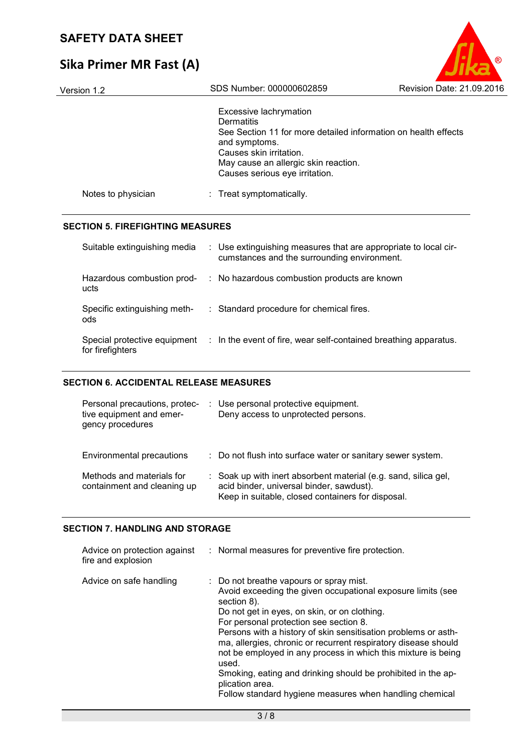| | |
|---|---|
| | Excessive lachrymation<br>Dermatitis<br>See Section 11 for more detailed information on health effects and symptoms.<br>Causes skin irritation.<br>May cause an allergic skin reaction.<br>Causes serious eye irritation. |
| Notes to physician | : Treat symptomatically. |

## SECTION 5. FIREFIGHTING MEASURES

| | |
|---|---|
| Suitable extinguishing media | : Use extinguishing measures that are appropriate to local circumstances and the surrounding environment. |
| Hazardous combustion products | : No hazardous combustion products are known |
| Specific extinguishing methods | : Standard procedure for chemical fires. |
| Special protective equipment for firefighters | : In the event of fire, wear self-contained breathing apparatus. |

## SECTION 6. ACCIDENTAL RELEASE MEASURES

| | |
|---|---|
| Personal precautions, protective equipment and emergency procedures | : Use personal protective equipment.<br>Deny access to unprotected persons. |
| Environmental precautions | : Do not flush into surface water or sanitary sewer system. |
| Methods and materials for containment and cleaning up | : Soak up with inert absorbent material (e.g. sand, silica gel, acid binder, universal binder, sawdust).<br>Keep in suitable, closed containers for disposal. |

## SECTION 7. HANDLING AND STORAGE

| | |
|---|---|
| Advice on protection against fire and explosion | : Normal measures for preventive fire protection. |
| Advice on safe handling | : Do not breathe vapours or spray mist.<br>Avoid exceeding the given occupational exposure limits (see section 8).<br>Do not get in eyes, on skin, or on clothing.<br>For personal protection see section 8.<br>Persons with a history of skin sensitisation problems or asthma, allergies, chronic or recurrent respiratory disease should not be employed in any process in which this mixture is being used.<br>Smoking, eating and drinking should be prohibited in the application area.<br>Follow standard hygiene measures when handling chemical |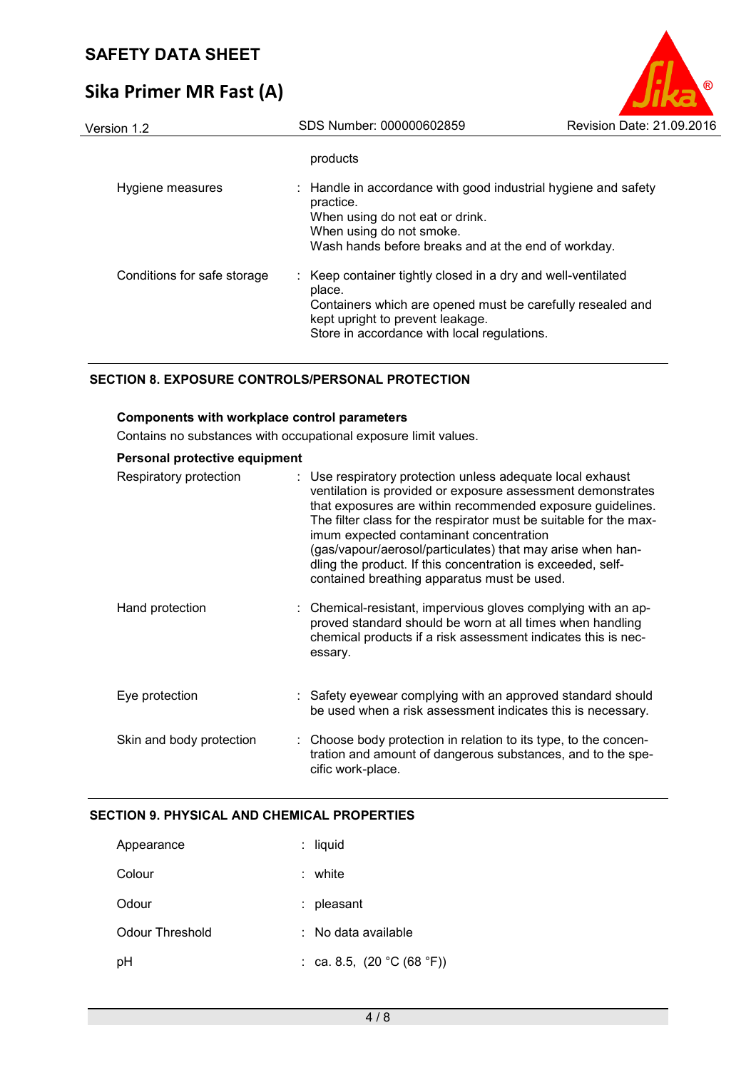products

| | |
|---|---|
| Hygiene measures | : Handle in accordance with good industrial hygiene and safety practice.<br>When using do not eat or drink.<br>When using do not smoke.<br>Wash hands before breaks and at the end of workday. |
| Conditions for safe storage | : Keep container tightly closed in a dry and well-ventilated place.<br>Containers which are opened must be carefully resealed and kept upright to prevent leakage.<br>Store in accordance with local regulations. |

## SECTION 8. EXPOSURE CONTROLS/PERSONAL PROTECTION

**Components with workplace control parameters**

Contains no substances with occupational exposure limit values.

**Personal protective equipment**

| | |
|---|---|
| Respiratory protection | : Use respiratory protection unless adequate local exhaust ventilation is provided or exposure assessment demonstrates that exposures are within recommended exposure guidelines. The filter class for the respirator must be suitable for the maximum expected contaminant concentration (gas/vapour/aerosol/particulates) that may arise when handling the product. If this concentration is exceeded, self-contained breathing apparatus must be used. |
| Hand protection | : Chemical-resistant, impervious gloves complying with an approved standard should be worn at all times when handling chemical products if a risk assessment indicates this is necessary. |
| Eye protection | : Safety eyewear complying with an approved standard should be used when a risk assessment indicates this is necessary. |
| Skin and body protection | : Choose body protection in relation to its type, to the concentration and amount of dangerous substances, and to the specific work-place. |

## SECTION 9. PHYSICAL AND CHEMICAL PROPERTIES

| | |
|---|---|
| Appearance | : liquid |
| Colour | : white |
| Odour | : pleasant |
| Odour Threshold | : No data available |
| pH | : ca. 8.5, (20 °C (68 °F)) |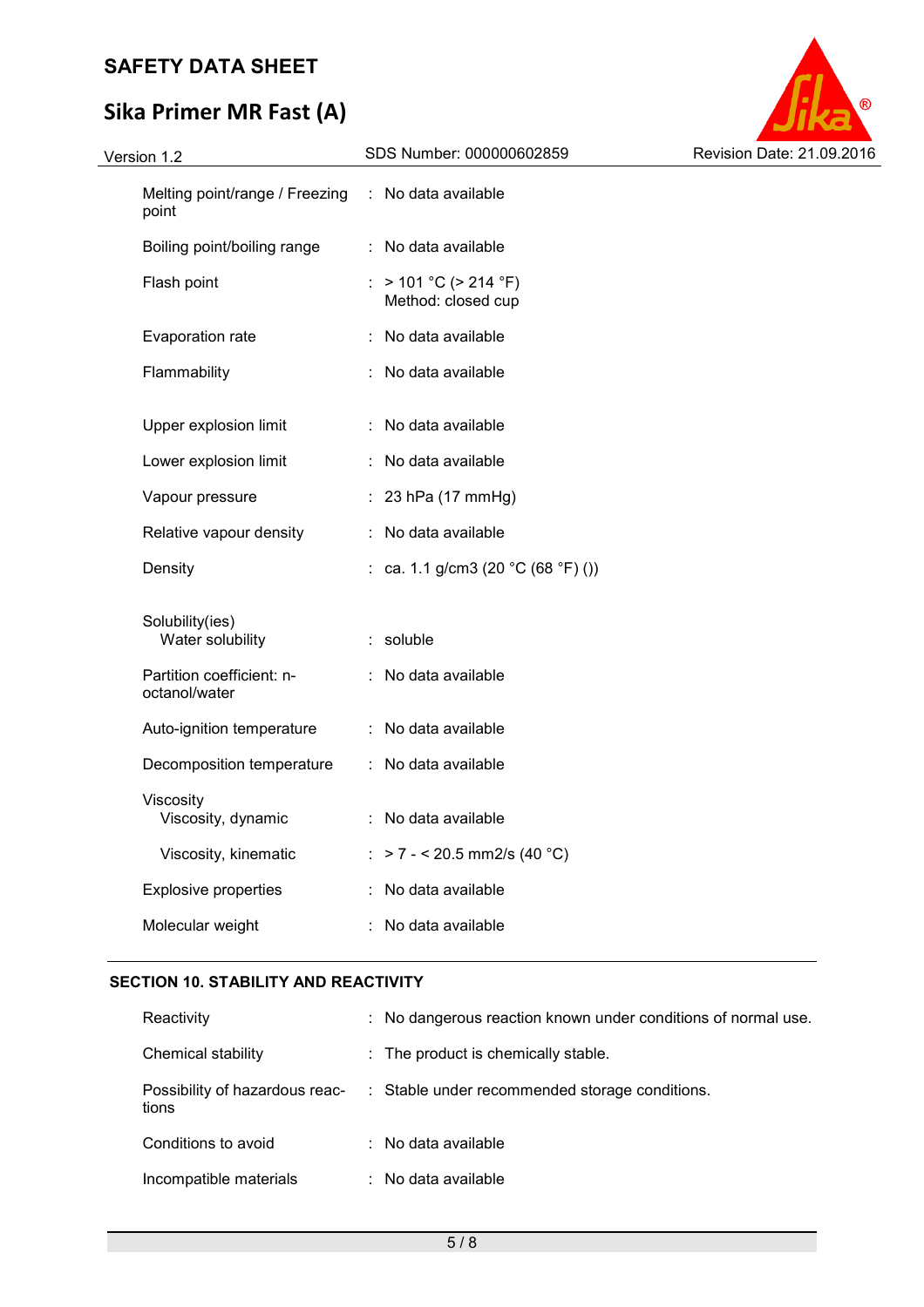| | | |
|---|---|---|
| Melting point/range / Freezing point | : | No data available |
| Boiling point/boiling range | : | No data available |
| Flash point | : | > 101 °C (> 214 °F)<br>Method: closed cup |
| Evaporation rate | : | No data available |
| Flammability | : | No data available |
| Upper explosion limit | : | No data available |
| Lower explosion limit | : | No data available |
| Vapour pressure | : | 23 hPa (17 mmHg) |
| Relative vapour density | : | No data available |
| Density | : | ca. 1.1 g/cm3 (20 °C (68 °F) ()) |
| Solubility(ies)<br>Water solubility | : | soluble |
| Partition coefficient: n-octanol/water | : | No data available |
| Auto-ignition temperature | : | No data available |
| Decomposition temperature | : | No data available |
| Viscosity<br>Viscosity, dynamic | : | No data available |
| Viscosity, kinematic | : | > 7 - < 20.5 mm2/s (40 °C) |
| Explosive properties | : | No data available |
| Molecular weight | : | No data available |

## SECTION 10. STABILITY AND REACTIVITY

| | | |
|---|---|---|
| Reactivity | : | No dangerous reaction known under conditions of normal use. |
| Chemical stability | : | The product is chemically stable. |
| Possibility of hazardous reactions | : | Stable under recommended storage conditions. |
| Conditions to avoid | : | No data available |
| Incompatible materials | : | No data available |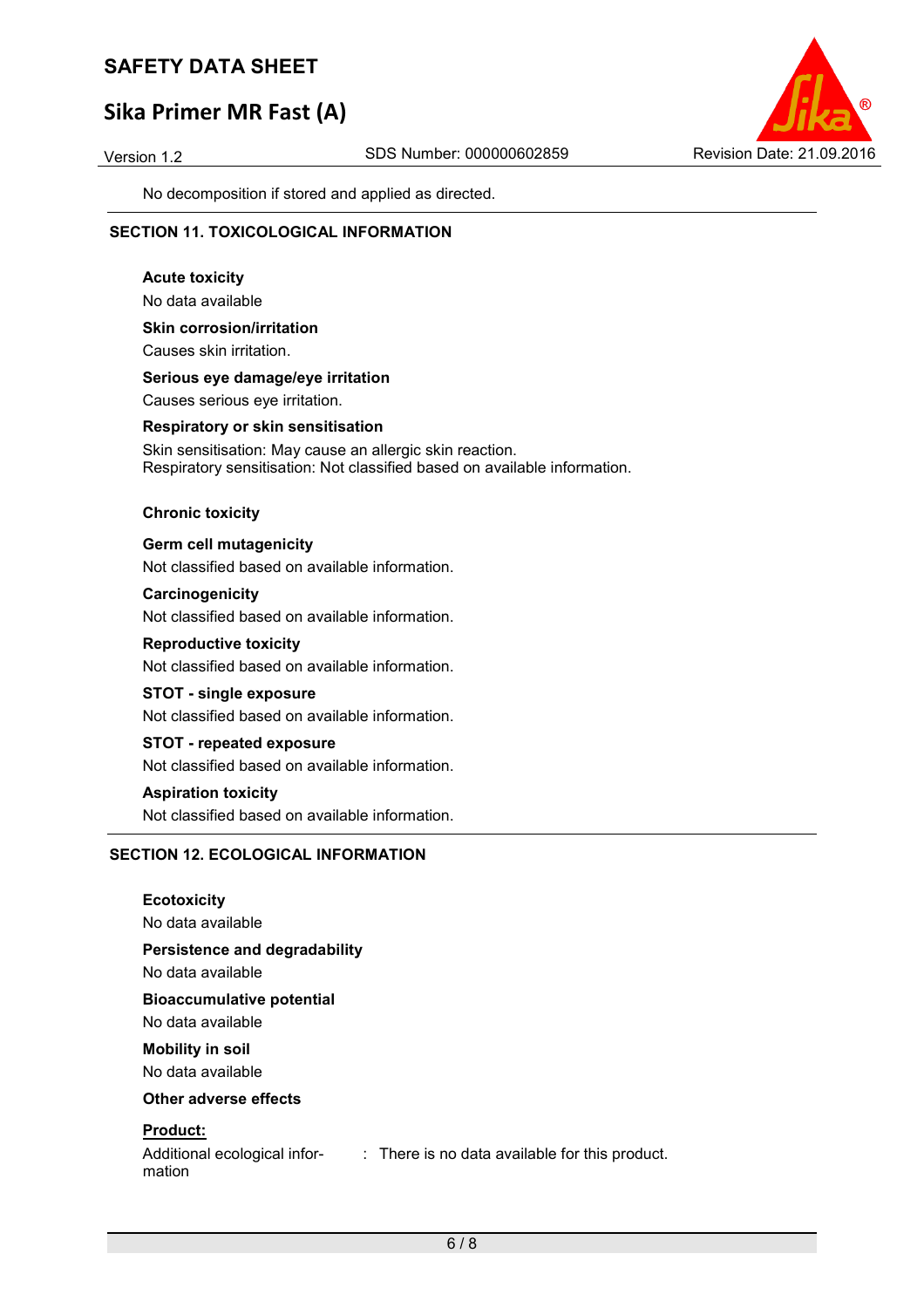No decomposition if stored and applied as directed.

## SECTION 11. TOXICOLOGICAL INFORMATION

**Acute toxicity**

No data available

**Skin corrosion/irritation**

Causes skin irritation.

**Serious eye damage/eye irritation**

Causes serious eye irritation.

**Respiratory or skin sensitisation**

Skin sensitisation: May cause an allergic skin reaction.
Respiratory sensitisation: Not classified based on available information.

**Chronic toxicity**

**Germ cell mutagenicity**

Not classified based on available information.

**Carcinogenicity**

Not classified based on available information.

**Reproductive toxicity**

Not classified based on available information.

**STOT - single exposure**

Not classified based on available information.

**STOT - repeated exposure**

Not classified based on available information.

**Aspiration toxicity**

Not classified based on available information.

## SECTION 12. ECOLOGICAL INFORMATION

**Ecotoxicity**

No data available

**Persistence and degradability**

No data available

**Bioaccumulative potential**

No data available

**Mobility in soil**

No data available

**Other adverse effects**

**Product:**

Additional ecological information : There is no data available for this product.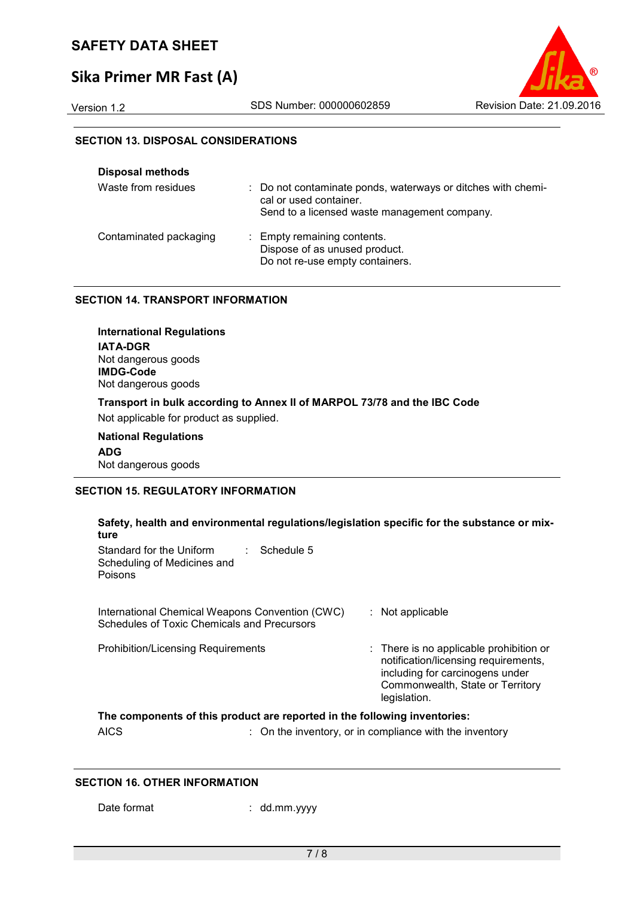## SECTION 13. DISPOSAL CONSIDERATIONS

**Disposal methods**

| | |
|---|---|
| Waste from residues | : Do not contaminate ponds, waterways or ditches with chemical or used container. Send to a licensed waste management company. |
| Contaminated packaging | : Empty remaining contents. Dispose of as unused product. Do not re-use empty containers. |

## SECTION 14. TRANSPORT INFORMATION

**International Regulations**

**IATA-DGR**
Not dangerous goods

**IMDG-Code**
Not dangerous goods

**Transport in bulk according to Annex II of MARPOL 73/78 and the IBC Code**

Not applicable for product as supplied.

**National Regulations**

**ADG**
Not dangerous goods

## SECTION 15. REGULATORY INFORMATION

**Safety, health and environmental regulations/legislation specific for the substance or mixture**

| | |
|---|---|
| Standard for the Uniform Scheduling of Medicines and Poisons | : Schedule 5 |
| International Chemical Weapons Convention (CWC) Schedules of Toxic Chemicals and Precursors | : Not applicable |
| Prohibition/Licensing Requirements | : There is no applicable prohibition or notification/licensing requirements, including for carcinogens under Commonwealth, State or Territory legislation. |

**The components of this product are reported in the following inventories:**

| | |
|---|---|
| AICS | : On the inventory, or in compliance with the inventory |

## SECTION 16. OTHER INFORMATION

| | |
|---|---|
| Date format | : dd.mm.yyyy |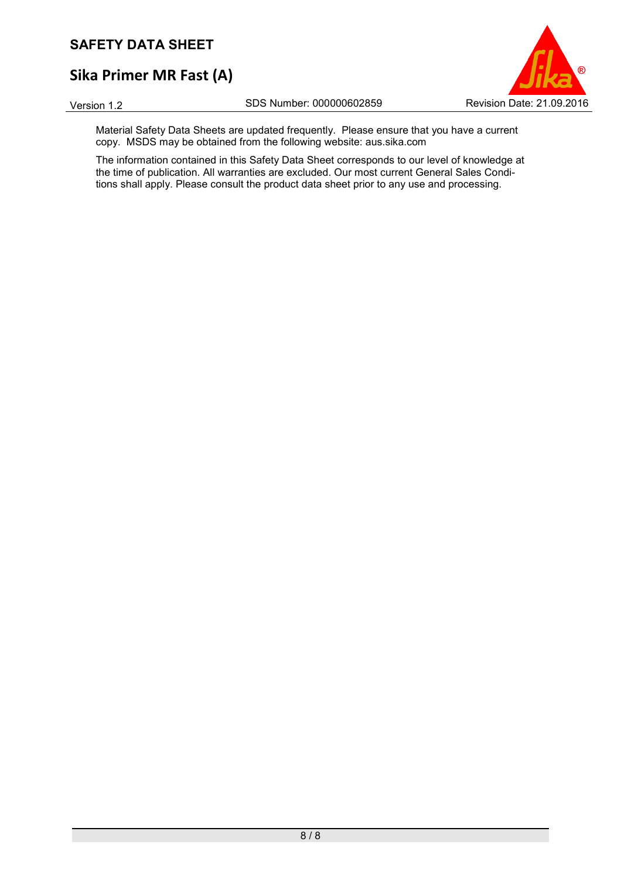Material Safety Data Sheets are updated frequently. Please ensure that you have a current copy. MSDS may be obtained from the following website: aus.sika.com

The information contained in this Safety Data Sheet corresponds to our level of knowledge at the time of publication. All warranties are excluded. Our most current General Sales Conditions shall apply. Please consult the product data sheet prior to any use and processing.